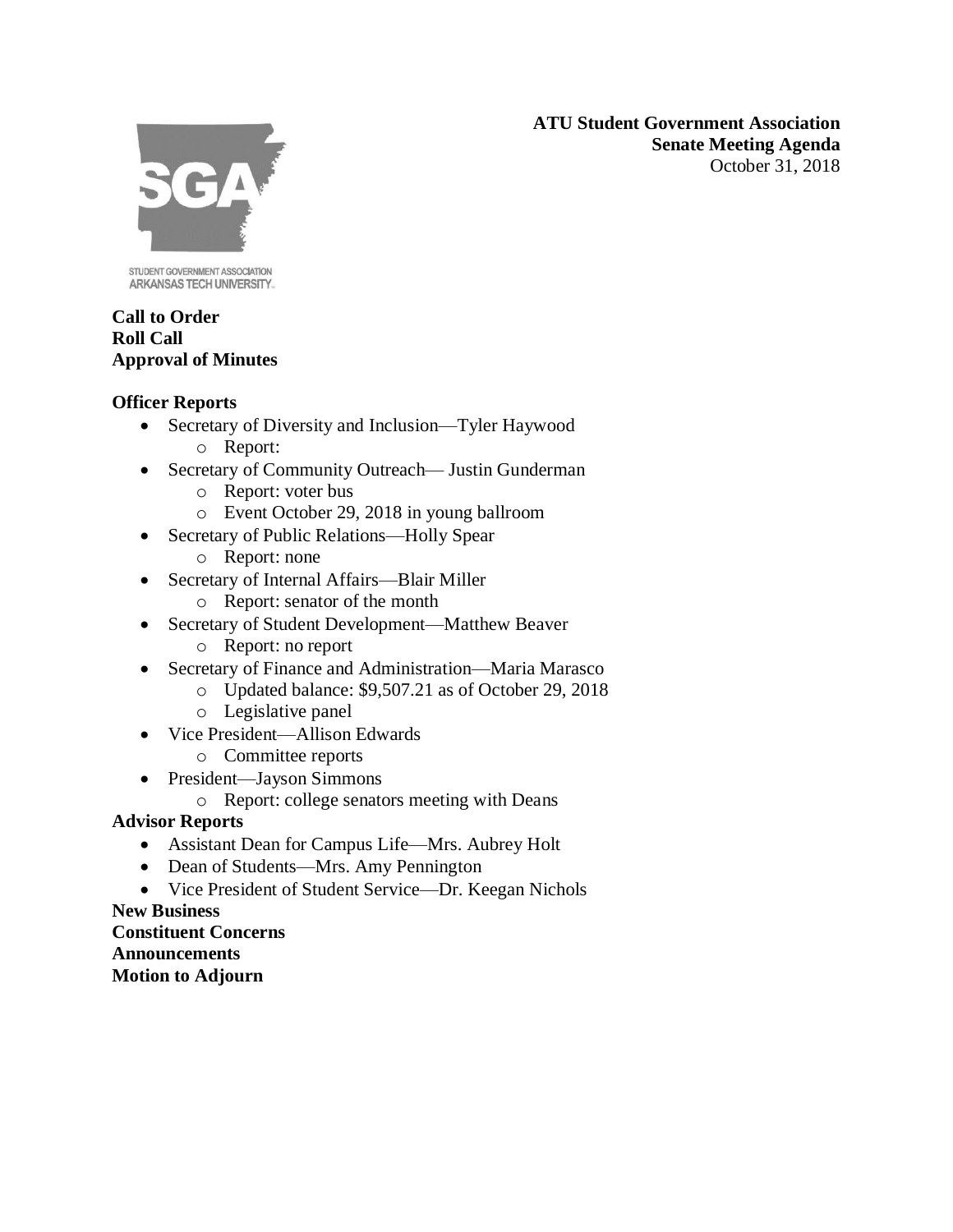**ATU Student Government Association**
**Senate Meeting Agenda**
October 31, 2018

STUDENT GOVERNMENT ASSOCIATION
ARKANSAS TECH UNIVERSITY

**Call to Order**
**Roll Call**
**Approval of Minutes**

**Officer Reports**

- Secretary of Diversity and Inclusion—Tyler Haywood
  - Report:
- Secretary of Community Outreach— Justin Gunderman
  - Report: voter bus
  - Event October 29, 2018 in young ballroom
- Secretary of Public Relations—Holly Spear
  - Report: none
- Secretary of Internal Affairs—Blair Miller
  - Report: senator of the month
- Secretary of Student Development—Matthew Beaver
  - Report: no report
- Secretary of Finance and Administration—Maria Marasco
  - Updated balance: $9,507.21 as of October 29, 2018
  - Legislative panel
- Vice President—Allison Edwards
  - Committee reports
- President—Jayson Simmons
  - Report: college senators meeting with Deans

**Advisor Reports**

- Assistant Dean for Campus Life—Mrs. Aubrey Holt
- Dean of Students—Mrs. Amy Pennington
- Vice President of Student Service—Dr. Keegan Nichols

**New Business**
**Constituent Concerns**
**Announcements**
**Motion to Adjourn**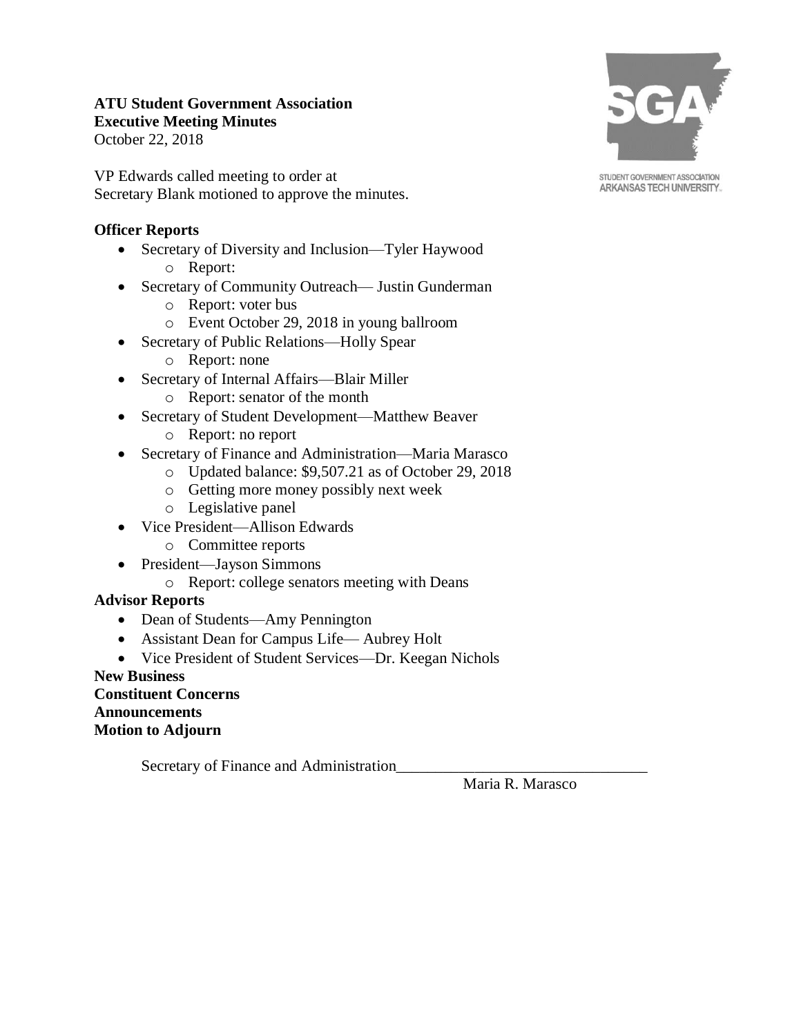**ATU Student Government Association**
**Executive Meeting Minutes**
October 22, 2018

VP Edwards called meeting to order at
Secretary Blank motioned to approve the minutes.

**Officer Reports**

- Secretary of Diversity and Inclusion—Tyler Haywood
  - Report:
- Secretary of Community Outreach— Justin Gunderman
  - Report: voter bus
  - Event October 29, 2018 in young ballroom
- Secretary of Public Relations—Holly Spear
  - Report: none
- Secretary of Internal Affairs—Blair Miller
  - Report: senator of the month
- Secretary of Student Development—Matthew Beaver
  - Report: no report
- Secretary of Finance and Administration—Maria Marasco
  - Updated balance: $9,507.21 as of October 29, 2018
  - Getting more money possibly next week
  - Legislative panel
- Vice President—Allison Edwards
  - Committee reports
- President—Jayson Simmons
  - Report: college senators meeting with Deans

**Advisor Reports**

- Dean of Students—Amy Pennington
- Assistant Dean for Campus Life— Aubrey Holt
- Vice President of Student Services—Dr. Keegan Nichols

**New Business**

**Constituent Concerns**

**Announcements**

**Motion to Adjourn**

Secretary of Finance and Administration________________________________

Maria R. Marasco